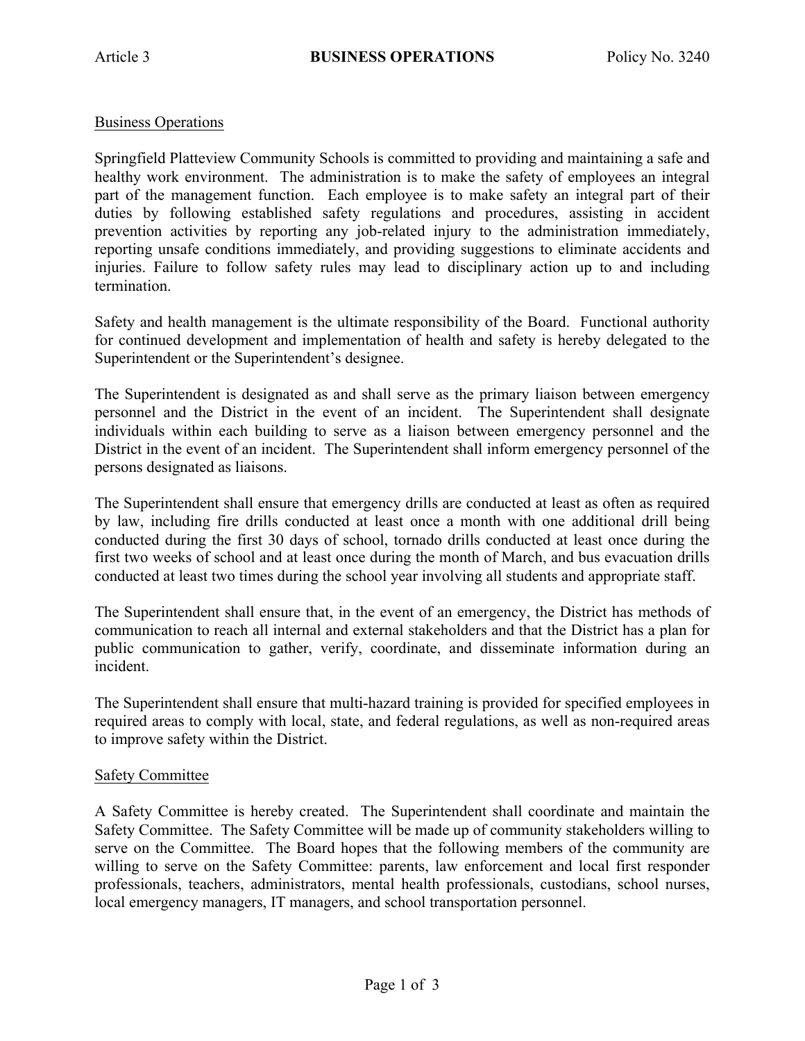Article 3 **BUSINESS OPERATIONS** Policy No. 3240

## Business Operations

Springfield Platteview Community Schools is committed to providing and maintaining a safe and healthy work environment. The administration is to make the safety of employees an integral part of the management function. Each employee is to make safety an integral part of their duties by following established safety regulations and procedures, assisting in accident prevention activities by reporting any job-related injury to the administration immediately, reporting unsafe conditions immediately, and providing suggestions to eliminate accidents and injuries. Failure to follow safety rules may lead to disciplinary action up to and including termination.

Safety and health management is the ultimate responsibility of the Board. Functional authority for continued development and implementation of health and safety is hereby delegated to the Superintendent or the Superintendent's designee.

The Superintendent is designated as and shall serve as the primary liaison between emergency personnel and the District in the event of an incident. The Superintendent shall designate individuals within each building to serve as a liaison between emergency personnel and the District in the event of an incident. The Superintendent shall inform emergency personnel of the persons designated as liaisons.

The Superintendent shall ensure that emergency drills are conducted at least as often as required by law, including fire drills conducted at least once a month with one additional drill being conducted during the first 30 days of school, tornado drills conducted at least once during the first two weeks of school and at least once during the month of March, and bus evacuation drills conducted at least two times during the school year involving all students and appropriate staff.

The Superintendent shall ensure that, in the event of an emergency, the District has methods of communication to reach all internal and external stakeholders and that the District has a plan for public communication to gather, verify, coordinate, and disseminate information during an incident.

The Superintendent shall ensure that multi-hazard training is provided for specified employees in required areas to comply with local, state, and federal regulations, as well as non-required areas to improve safety within the District.

## Safety Committee

A Safety Committee is hereby created. The Superintendent shall coordinate and maintain the Safety Committee. The Safety Committee will be made up of community stakeholders willing to serve on the Committee. The Board hopes that the following members of the community are willing to serve on the Safety Committee: parents, law enforcement and local first responder professionals, teachers, administrators, mental health professionals, custodians, school nurses, local emergency managers, IT managers, and school transportation personnel.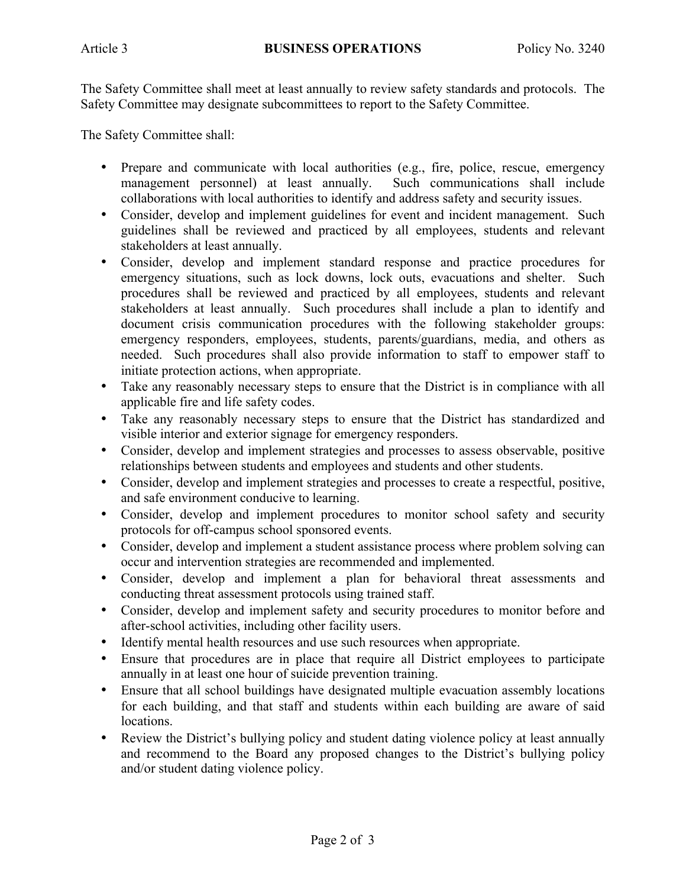The Safety Committee shall meet at least annually to review safety standards and protocols. The Safety Committee may designate subcommittees to report to the Safety Committee.

The Safety Committee shall:

- Prepare and communicate with local authorities (e.g., fire, police, rescue, emergency management personnel) at least annually. Such communications shall include collaborations with local authorities to identify and address safety and security issues.
- Consider, develop and implement guidelines for event and incident management. Such guidelines shall be reviewed and practiced by all employees, students and relevant stakeholders at least annually.
- Consider, develop and implement standard response and practice procedures for emergency situations, such as lock downs, lock outs, evacuations and shelter. Such procedures shall be reviewed and practiced by all employees, students and relevant stakeholders at least annually. Such procedures shall include a plan to identify and document crisis communication procedures with the following stakeholder groups: emergency responders, employees, students, parents/guardians, media, and others as needed. Such procedures shall also provide information to staff to empower staff to initiate protection actions, when appropriate.
- Take any reasonably necessary steps to ensure that the District is in compliance with all applicable fire and life safety codes.
- Take any reasonably necessary steps to ensure that the District has standardized and visible interior and exterior signage for emergency responders.
- Consider, develop and implement strategies and processes to assess observable, positive relationships between students and employees and students and other students.
- Consider, develop and implement strategies and processes to create a respectful, positive, and safe environment conducive to learning.
- Consider, develop and implement procedures to monitor school safety and security protocols for off-campus school sponsored events.
- Consider, develop and implement a student assistance process where problem solving can occur and intervention strategies are recommended and implemented.
- Consider, develop and implement a plan for behavioral threat assessments and conducting threat assessment protocols using trained staff.
- Consider, develop and implement safety and security procedures to monitor before and after-school activities, including other facility users.
- Identify mental health resources and use such resources when appropriate.
- Ensure that procedures are in place that require all District employees to participate annually in at least one hour of suicide prevention training.
- Ensure that all school buildings have designated multiple evacuation assembly locations for each building, and that staff and students within each building are aware of said locations.
- Review the District's bullying policy and student dating violence policy at least annually and recommend to the Board any proposed changes to the District's bullying policy and/or student dating violence policy.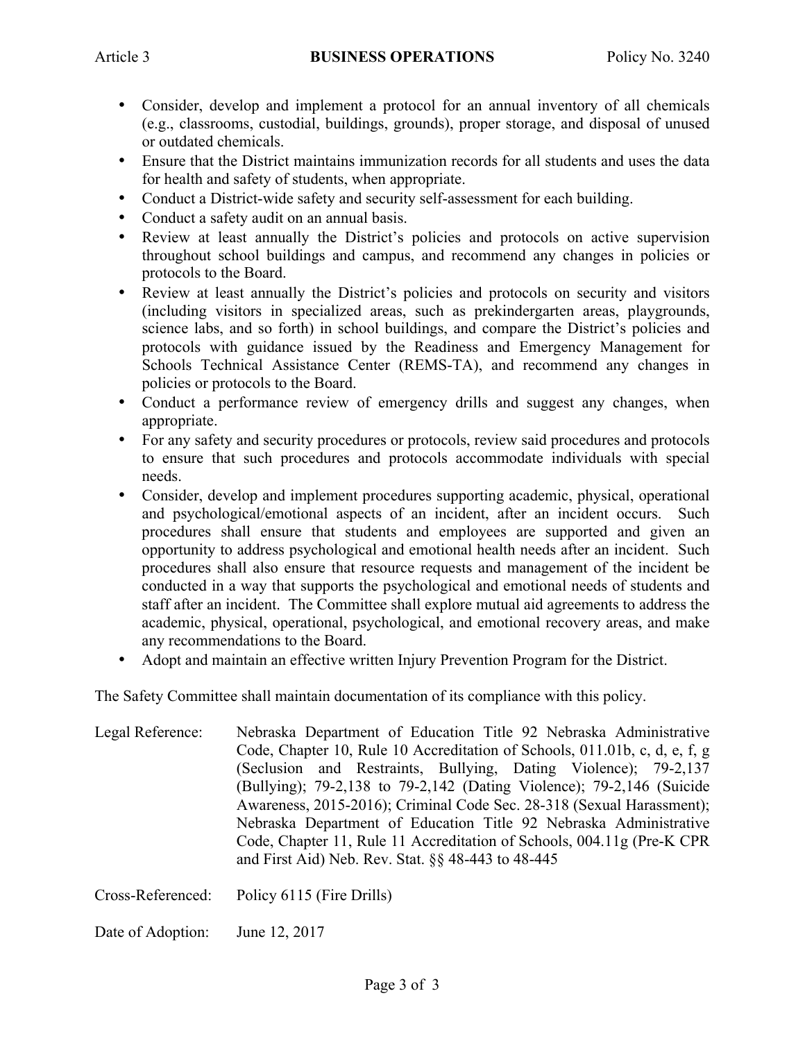- Consider, develop and implement a protocol for an annual inventory of all chemicals (e.g., classrooms, custodial, buildings, grounds), proper storage, and disposal of unused or outdated chemicals.
- Ensure that the District maintains immunization records for all students and uses the data for health and safety of students, when appropriate.
- Conduct a District-wide safety and security self-assessment for each building.
- Conduct a safety audit on an annual basis.
- Review at least annually the District's policies and protocols on active supervision throughout school buildings and campus, and recommend any changes in policies or protocols to the Board.
- Review at least annually the District's policies and protocols on security and visitors (including visitors in specialized areas, such as prekindergarten areas, playgrounds, science labs, and so forth) in school buildings, and compare the District's policies and protocols with guidance issued by the Readiness and Emergency Management for Schools Technical Assistance Center (REMS-TA), and recommend any changes in policies or protocols to the Board.
- Conduct a performance review of emergency drills and suggest any changes, when appropriate.
- For any safety and security procedures or protocols, review said procedures and protocols to ensure that such procedures and protocols accommodate individuals with special needs.
- Consider, develop and implement procedures supporting academic, physical, operational and psychological/emotional aspects of an incident, after an incident occurs. Such procedures shall ensure that students and employees are supported and given an opportunity to address psychological and emotional health needs after an incident. Such procedures shall also ensure that resource requests and management of the incident be conducted in a way that supports the psychological and emotional needs of students and staff after an incident. The Committee shall explore mutual aid agreements to address the academic, physical, operational, psychological, and emotional recovery areas, and make any recommendations to the Board.
- Adopt and maintain an effective written Injury Prevention Program for the District.

The Safety Committee shall maintain documentation of its compliance with this policy.

Legal Reference: Nebraska Department of Education Title 92 Nebraska Administrative Code, Chapter 10, Rule 10 Accreditation of Schools, 011.01b, c, d, e, f, g (Seclusion and Restraints, Bullying, Dating Violence); 79-2,137 (Bullying); 79-2,138 to 79-2,142 (Dating Violence); 79-2,146 (Suicide Awareness, 2015-2016); Criminal Code Sec. 28-318 (Sexual Harassment); Nebraska Department of Education Title 92 Nebraska Administrative Code, Chapter 11, Rule 11 Accreditation of Schools, 004.11g (Pre-K CPR and First Aid) Neb. Rev. Stat. §§ 48-443 to 48-445

Cross-Referenced: Policy 6115 (Fire Drills)

Date of Adoption: June 12, 2017